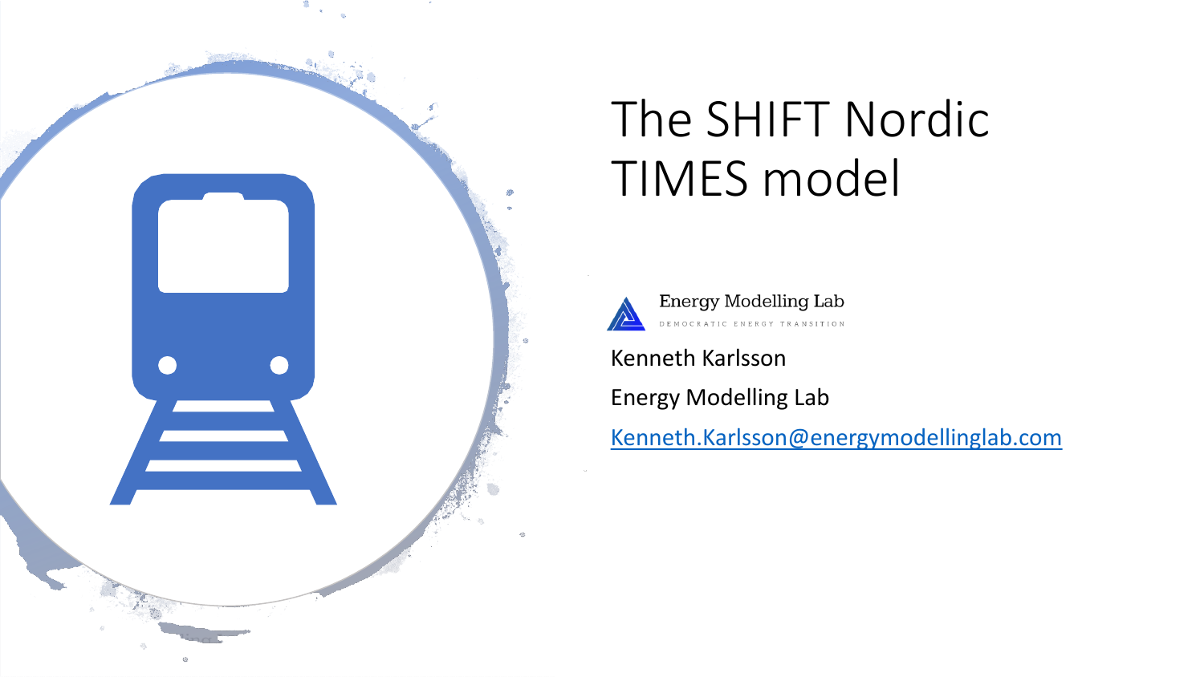# The SHIFT Nordic TIMES model

Energy Modelling Lab

DEMOCRATIC ENERGY TRANSITION

Kenneth Karlsson

Energy Modelling Lab

[Kenneth.Karlsson@energymodellinglab.com](mailto:Kenneth.Karlsson@energymodellinglab.com)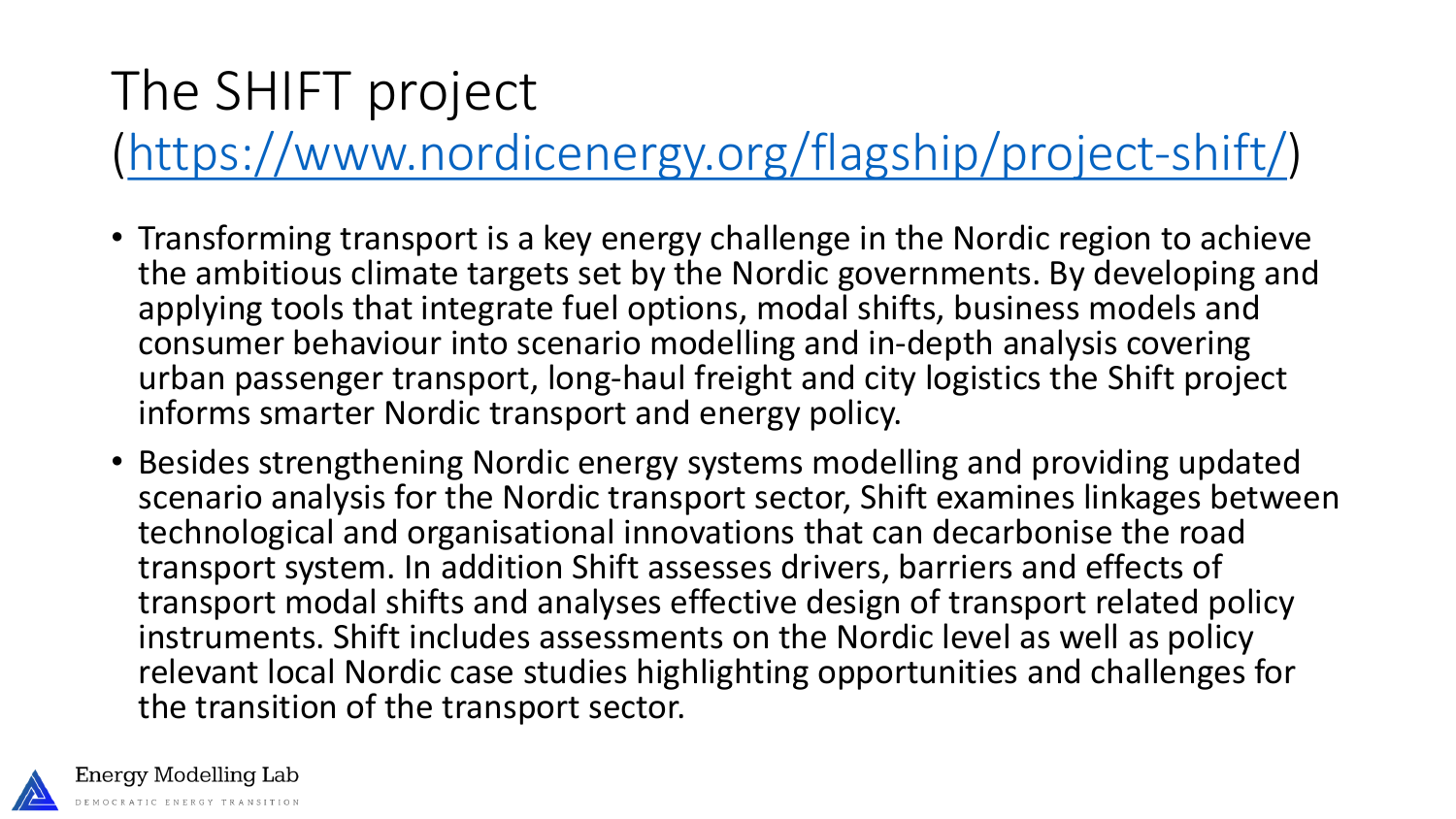# The SHIFT project ([https://www.nordicenergy.org/flagship/project-shift/](https://www.nordicenergy.org/flagship/project-shift/))

- Transforming transport is a key energy challenge in the Nordic region to achieve the ambitious climate targets set by the Nordic governments. By developing and applying tools that integrate fuel options, modal shifts, business models and consumer behaviour into scenario modelling and in-depth analysis covering urban passenger transport, long-haul freight and city logistics the Shift project informs smarter Nordic transport and energy policy.
- Besides strengthening Nordic energy systems modelling and providing updated scenario analysis for the Nordic transport sector, Shift examines linkages between technological and organisational innovations that can decarbonise the road transport system. In addition Shift assesses drivers, barriers and effects of transport modal shifts and analyses effective design of transport related policy instruments. Shift includes assessments on the Nordic level as well as policy relevant local Nordic case studies highlighting opportunities and challenges for the transition of the transport sector.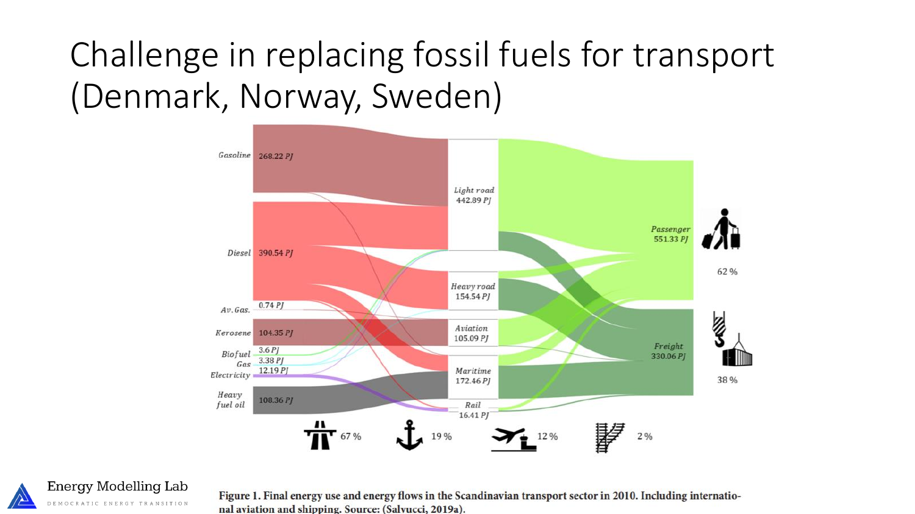# Challenge in replacing fossil fuels for transport (Denmark, Norway, Sweden)

Gasoline 268.22 PJ

Diesel 390.54 PJ

Av. Gas. 0.74 PJ

Kerosene 104.35 PJ

Biofuel 3.6 PJ

Gas 3.38 PJ

Electricity 12.19 PJ

Heavy fuel oil 108.36 PJ

Light road 442.89 PJ

Heavy road 154.54 PJ

Aviation 105.09 PJ

Maritime 172.46 PJ

Rail 16.41 PJ

Passenger 551.33 PJ

62 %

Freight 330.06 PJ

38 %

67 %

19 %

12 %

2 %

**Figure 1. Final energy use and energy flows in the Scandinavian transport sector in 2010. Including international aviation and shipping. Source: (Salvucci, 2019a).**

Energy Modelling Lab

DEMOCRATIC ENERGY TRANSITION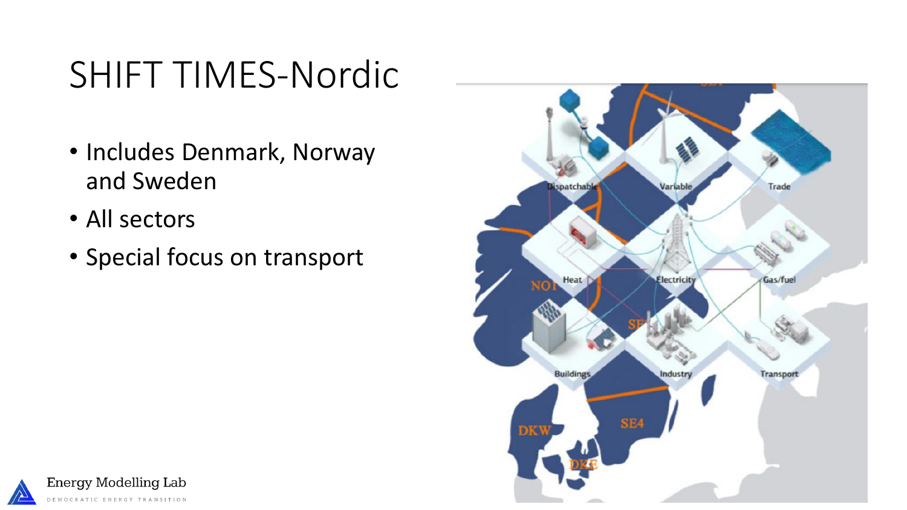# SHIFT TIMES-Nordic

- Includes Denmark, Norway and Sweden
- All sectors
- Special focus on transport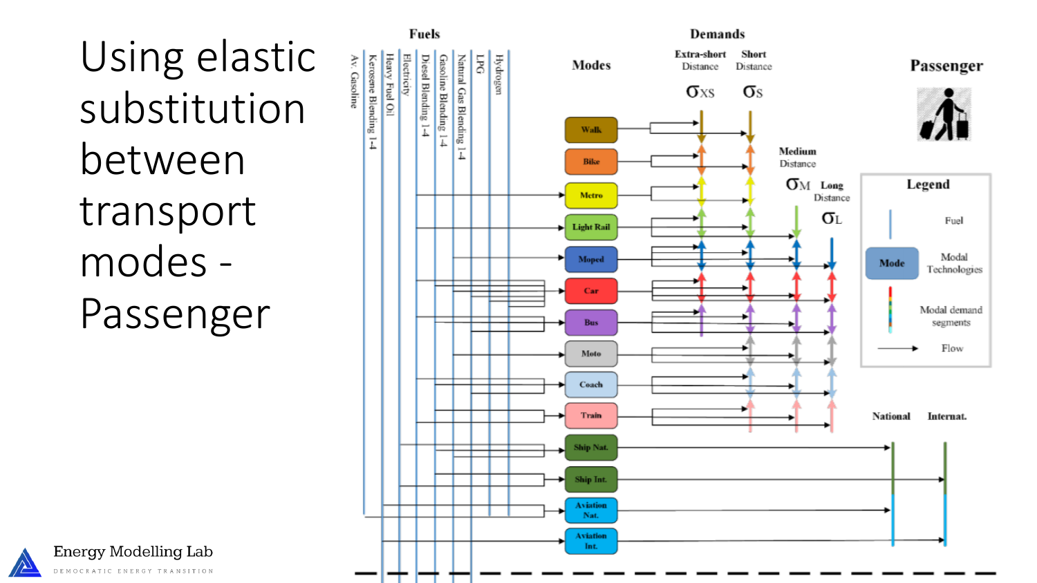# Using elastic substitution between transport modes - Passenger

**Fuels**

- Av. Gasoline
- Kerosene Blending 1-4
- Heavy Fuel Oil
- Electricity
- Diesel Blending 1-4
- Gasoline Blending 1-4
- Natural Gas Blending 1-4
- LPG
- Hydrogen

**Modes**

- Walk
- Bike
- Metro
- Light Rail
- Moped
- Car
- Bus
- Moto
- Coach
- Train
- Ship Nat.
- Ship Int.
- Aviation Nat.
- Aviation Int.

**Demands**

- Extra-short Distance $\sigma_{XS}$
- Short Distance $\sigma_{S}$
- Medium Distance $\sigma_{M}$
- Long Distance $\sigma_{L}$
- National
- Internat.

**Passenger**

**Legend**

- Fuel
- Mode: Modal Technologies
- Modal demand segments
- Flow

Energy Modelling Lab

DEMOCRATIC ENERGY TRANSITION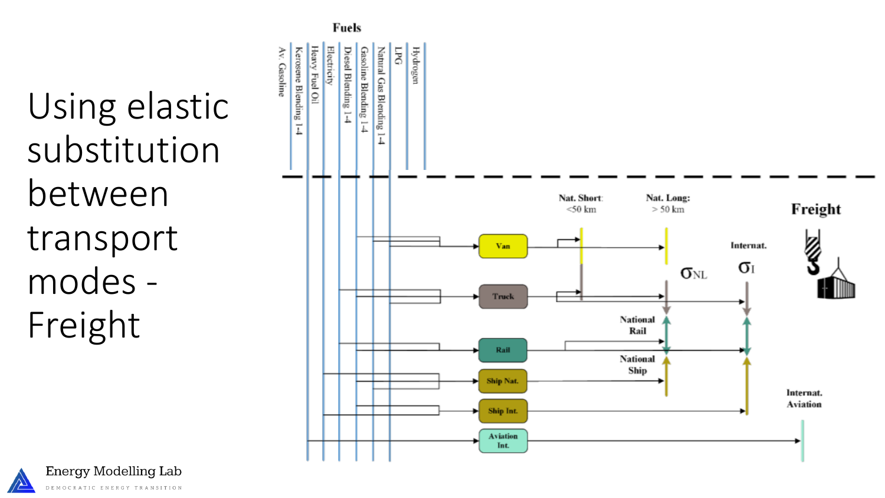# Using elastic substitution between transport modes - Freight

Fuels

Av. Gasoline

Kerosene Blending 1-4

Heavy Fuel Oil

Electricity

Diesel Blending 1-4

Gasoline Blending 1-4

Natural Gas Blending 1-4

LPG

Hydrogen

Nat. Short: <50 km

Nat. Long: > 50 km

Freight

Van

Truck

Rail

Ship Nat.

Ship Int.

Aviation Int.

Internat.

$\sigma_{NL}$

$\sigma_{I}$

National Rail

National Ship

Internat. Aviation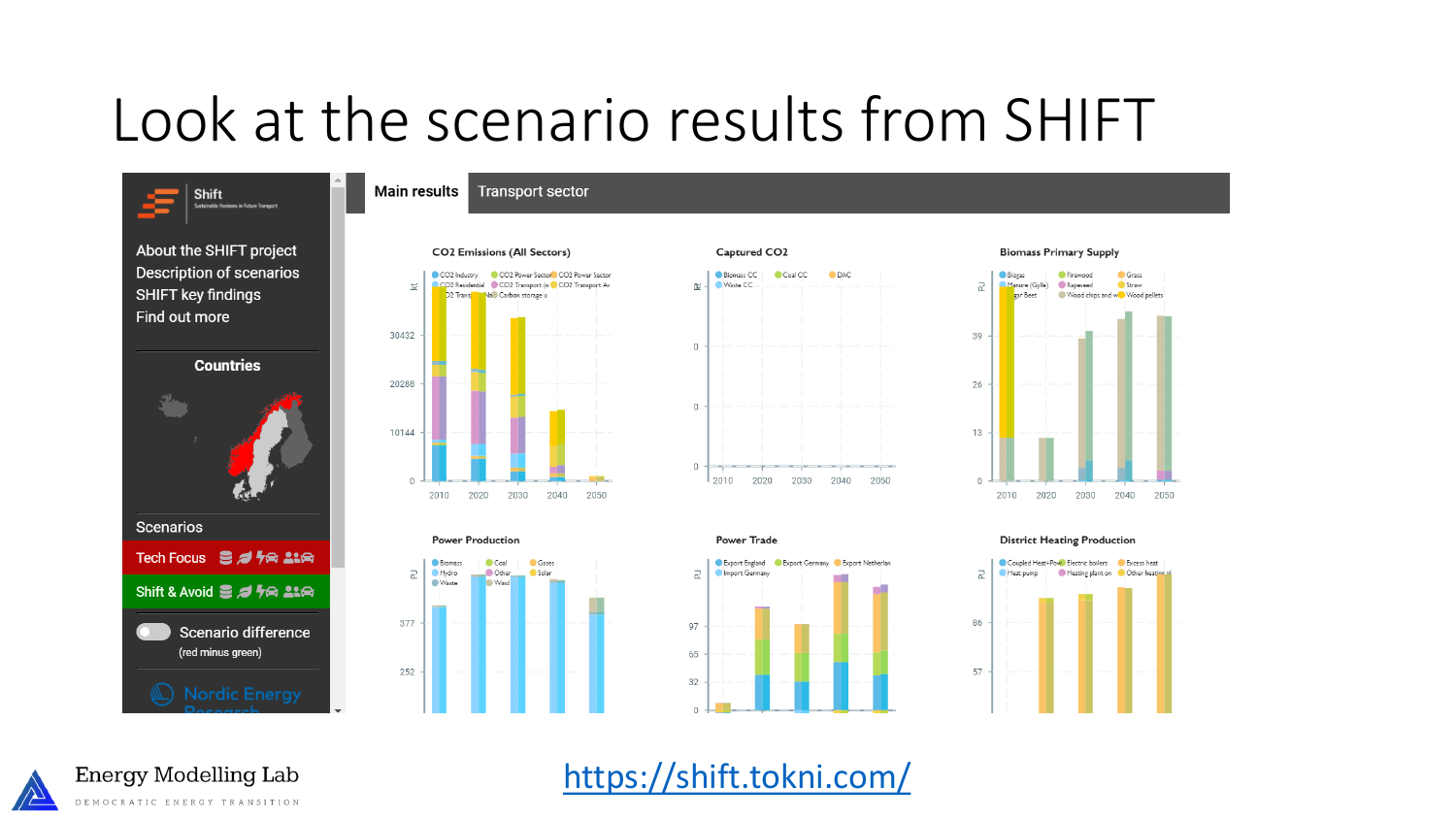# Look at the scenario results from SHIFT

Shift
Sustainable Horizons in Future Transport

About the SHIFT project
Description of scenarios
SHIFT key findings
Find out more

Countries

Scenarios

Tech Focus

Shift & Avoid

Scenario difference
(red minus green)

Nordic Energy Research

Main results | Transport sector

CO2 Emissions (All Sectors)
kt
CO2 Industry, CO2 Power Sector, CO2 Power Sector, CO2 Residential, CO2 Transport in, CO2 Transport Av, CO2 Transp..., Carbon storage u
30432
20288
10144
0
2010 2020 2030 2040 2050

Captured CO2
kt
Biomass CC, Coal CC, DAC, Waste CC
0
0
0
2010 2020 2030 2040 2050

Biomass Primary Supply
PJ
Biogas, Firewood, Grass, Manure (Gylle), Rapeseed, Straw, Sugar Beet, Wood chips and w..., Wood pellets
39
26
13
0
2010 2020 2030 2040 2050

Power Production
PJ
Biomass, Coal, Gases, Hydro, Other, Solar, Waste, Wind
377
252

Power Trade
PJ
Export England, Export Germany, Export Netherlan, Import Germany
97
65
32
0

District Heating Production
PJ
Coupled Heat+Pow..., Electric boilers, Excess heat, Heat pump, Heating plant on, Other heatin...
86
57

Energy Modelling Lab
DEMOCRATIC ENERGY TRANSITION

https://shift.tokni.com/